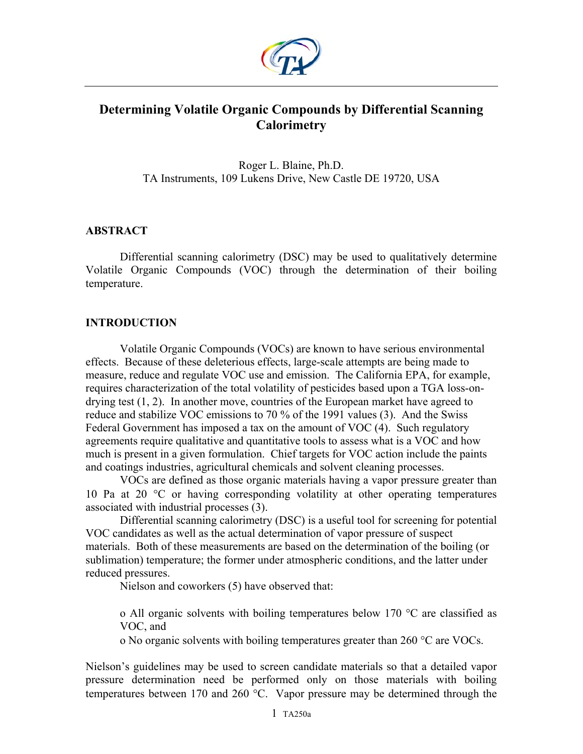# Determining Volatile Organic Compounds by Differential Scanning Calorimetry

Roger L. Blaine, Ph.D.
TA Instruments, 109 Lukens Drive, New Castle DE 19720, USA

## ABSTRACT

Differential scanning calorimetry (DSC) may be used to qualitatively determine Volatile Organic Compounds (VOC) through the determination of their boiling temperature.

## INTRODUCTION

Volatile Organic Compounds (VOCs) are known to have serious environmental effects. Because of these deleterious effects, large-scale attempts are being made to measure, reduce and regulate VOC use and emission. The California EPA, for example, requires characterization of the total volatility of pesticides based upon a TGA loss-on-drying test (1, 2). In another move, countries of the European market have agreed to reduce and stabilize VOC emissions to 70 % of the 1991 values (3). And the Swiss Federal Government has imposed a tax on the amount of VOC (4). Such regulatory agreements require qualitative and quantitative tools to assess what is a VOC and how much is present in a given formulation. Chief targets for VOC action include the paints and coatings industries, agricultural chemicals and solvent cleaning processes.

VOCs are defined as those organic materials having a vapor pressure greater than 10 Pa at 20 °C or having corresponding volatility at other operating temperatures associated with industrial processes (3).

Differential scanning calorimetry (DSC) is a useful tool for screening for potential VOC candidates as well as the actual determination of vapor pressure of suspect materials. Both of these measurements are based on the determination of the boiling (or sublimation) temperature; the former under atmospheric conditions, and the latter under reduced pressures.

Nielson and coworkers (5) have observed that:

- All organic solvents with boiling temperatures below 170 °C are classified as VOC, and
- No organic solvents with boiling temperatures greater than 260 °C are VOCs.

Nielson's guidelines may be used to screen candidate materials so that a detailed vapor pressure determination need be performed only on those materials with boiling temperatures between 170 and 260 °C. Vapor pressure may be determined through the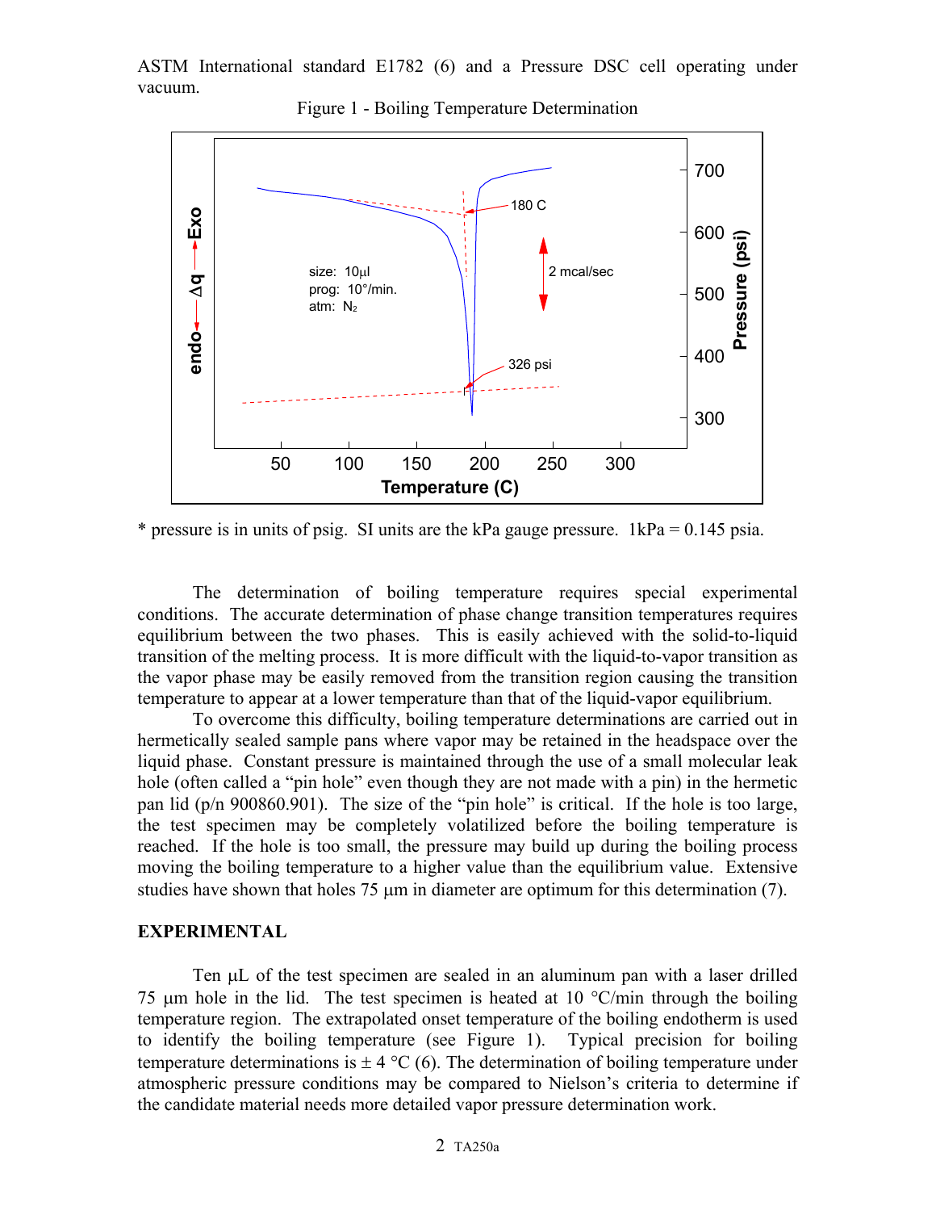ASTM International standard E1782 (6) and a Pressure DSC cell operating under vacuum.

Figure 1 - Boiling Temperature Determination

\* pressure is in units of psig. SI units are the kPa gauge pressure. 1kPa = 0.145 psia.

The determination of boiling temperature requires special experimental conditions. The accurate determination of phase change transition temperatures requires equilibrium between the two phases. This is easily achieved with the solid-to-liquid transition of the melting process. It is more difficult with the liquid-to-vapor transition as the vapor phase may be easily removed from the transition region causing the transition temperature to appear at a lower temperature than that of the liquid-vapor equilibrium.

To overcome this difficulty, boiling temperature determinations are carried out in hermetically sealed sample pans where vapor may be retained in the headspace over the liquid phase. Constant pressure is maintained through the use of a small molecular leak hole (often called a "pin hole" even though they are not made with a pin) in the hermetic pan lid (p/n 900860.901). The size of the "pin hole" is critical. If the hole is too large, the test specimen may be completely volatilized before the boiling temperature is reached. If the hole is too small, the pressure may build up during the boiling process moving the boiling temperature to a higher value than the equilibrium value. Extensive studies have shown that holes 75 µm in diameter are optimum for this determination (7).

## EXPERIMENTAL

Ten µL of the test specimen are sealed in an aluminum pan with a laser drilled 75 µm hole in the lid. The test specimen is heated at 10 °C/min through the boiling temperature region. The extrapolated onset temperature of the boiling endotherm is used to identify the boiling temperature (see Figure 1). Typical precision for boiling temperature determinations is ± 4 °C (6). The determination of boiling temperature under atmospheric pressure conditions may be compared to Nielson's criteria to determine if the candidate material needs more detailed vapor pressure determination work.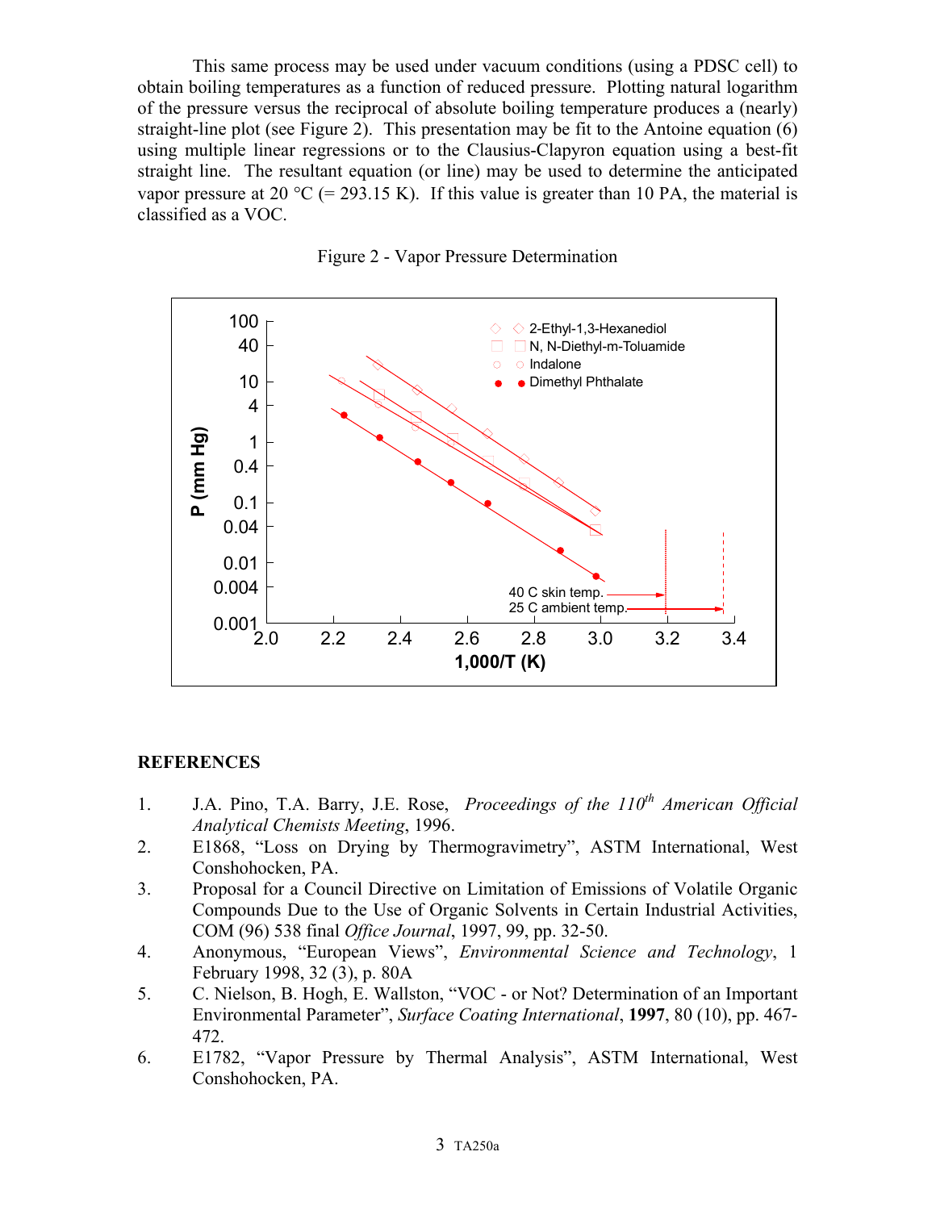This same process may be used under vacuum conditions (using a PDSC cell) to obtain boiling temperatures as a function of reduced pressure. Plotting natural logarithm of the pressure versus the reciprocal of absolute boiling temperature produces a (nearly) straight-line plot (see Figure 2). This presentation may be fit to the Antoine equation (6) using multiple linear regressions or to the Clausius-Clapyron equation using a best-fit straight line. The resultant equation (or line) may be used to determine the anticipated vapor pressure at 20 °C (= 293.15 K). If this value is greater than 10 PA, the material is classified as a VOC.

Figure 2 - Vapor Pressure Determination

## REFERENCES

1. J.A. Pino, T.A. Barry, J.E. Rose, *Proceedings of the 110th American Official Analytical Chemists Meeting*, 1996.
2. E1868, "Loss on Drying by Thermogravimetry", ASTM International, West Conshohocken, PA.
3. Proposal for a Council Directive on Limitation of Emissions of Volatile Organic Compounds Due to the Use of Organic Solvents in Certain Industrial Activities, COM (96) 538 final *Office Journal*, 1997, 99, pp. 32-50.
4. Anonymous, "European Views", *Environmental Science and Technology*, 1 February 1998, 32 (3), p. 80A
5. C. Nielson, B. Hogh, E. Wallston, "VOC - or Not? Determination of an Important Environmental Parameter", *Surface Coating International*, **1997**, 80 (10), pp. 467-472.
6. E1782, "Vapor Pressure by Thermal Analysis", ASTM International, West Conshohocken, PA.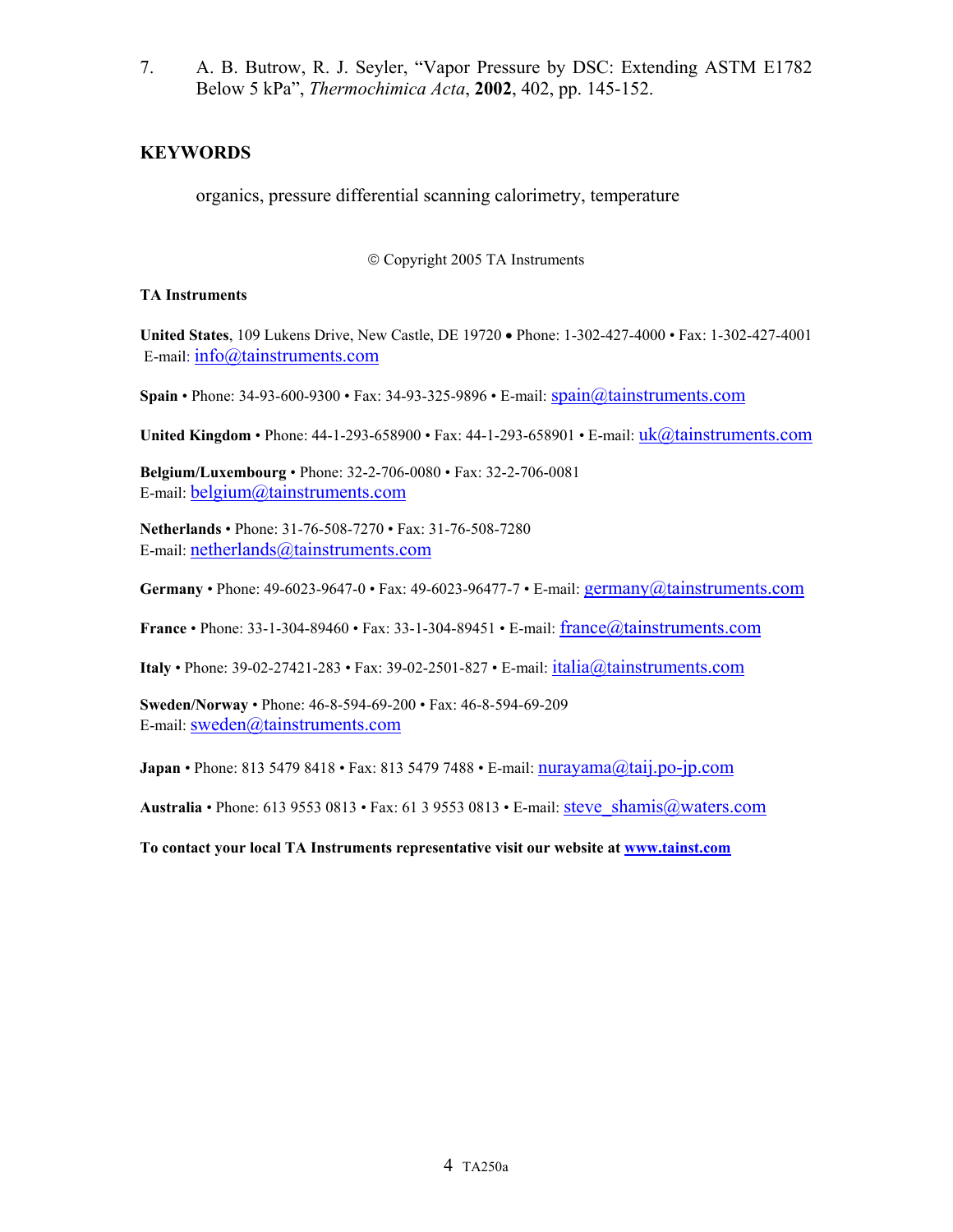7. A. B. Butrow, R. J. Seyler, "Vapor Pressure by DSC: Extending ASTM E1782 Below 5 kPa", *Thermochimica Acta*, **2002**, 402, pp. 145-152.

## KEYWORDS

organics, pressure differential scanning calorimetry, temperature

© Copyright 2005 TA Instruments

**TA Instruments**

**United States**, 109 Lukens Drive, New Castle, DE 19720 • Phone: 1-302-427-4000 • Fax: 1-302-427-4001
E-mail: info@tainstruments.com

**Spain** • Phone: 34-93-600-9300 • Fax: 34-93-325-9896 • E-mail: spain@tainstruments.com

**United Kingdom** • Phone: 44-1-293-658900 • Fax: 44-1-293-658901 • E-mail: uk@tainstruments.com

**Belgium/Luxembourg** • Phone: 32-2-706-0080 • Fax: 32-2-706-0081
E-mail: belgium@tainstruments.com

**Netherlands** • Phone: 31-76-508-7270 • Fax: 31-76-508-7280
E-mail: netherlands@tainstruments.com

**Germany** • Phone: 49-6023-9647-0 • Fax: 49-6023-96477-7 • E-mail: germany@tainstruments.com

**France** • Phone: 33-1-304-89460 • Fax: 33-1-304-89451 • E-mail: france@tainstruments.com

**Italy** • Phone: 39-02-27421-283 • Fax: 39-02-2501-827 • E-mail: italia@tainstruments.com

**Sweden/Norway** • Phone: 46-8-594-69-200 • Fax: 46-8-594-69-209
E-mail: sweden@tainstruments.com

**Japan** • Phone: 813 5479 8418 • Fax: 813 5479 7488 • E-mail: nurayama@taij.po-jp.com

**Australia** • Phone: 613 9553 0813 • Fax: 61 3 9553 0813 • E-mail: steve_shamis@waters.com

**To contact your local TA Instruments representative visit our website at www.tainst.com**